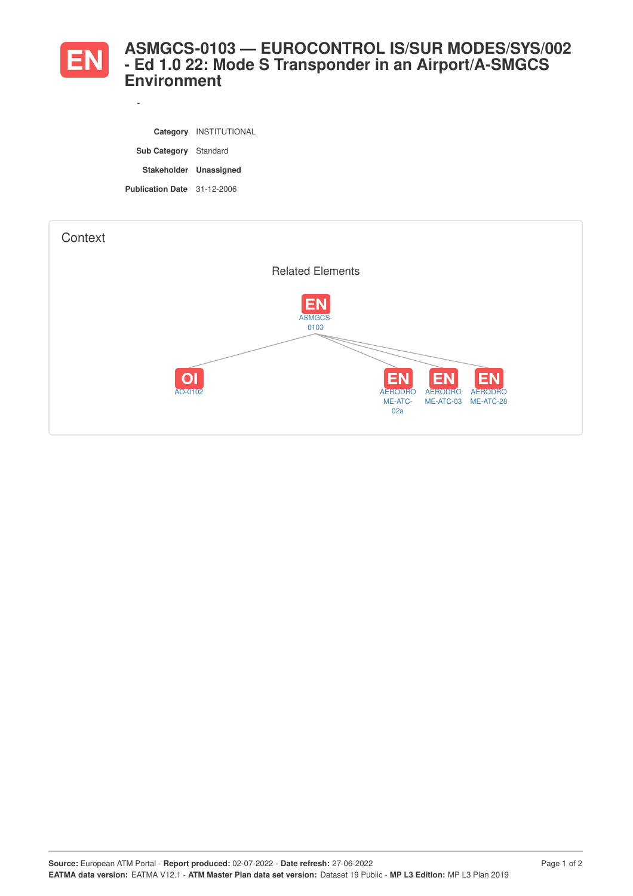# EN ASMGCS-0103 — EUROCONTROL IS/SUR MODES/SYS/002 - Ed 1.0 22: Mode S Transponder in an Airport/A-SMGCS Environment

-

**Category** INSTITUTIONAL

**Sub Category** Standard

**Stakeholder** **Unassigned**

**Publication Date** 31-12-2006

## Context

Related Elements

EN ASMGCS-0103

OI AO-0102

EN AERODROME-ATC-02a

EN AERODROME-ATC-03

EN AERODROME-ATC-28

**Source:** European ATM Portal - **Report produced:** 02-07-2022 - **Date refresh:** 27-06-2022
**EATMA data version:** EATMA V12.1 - **ATM Master Plan data set version:** Dataset 19 Public - **MP L3 Edition:** MP L3 Plan 2019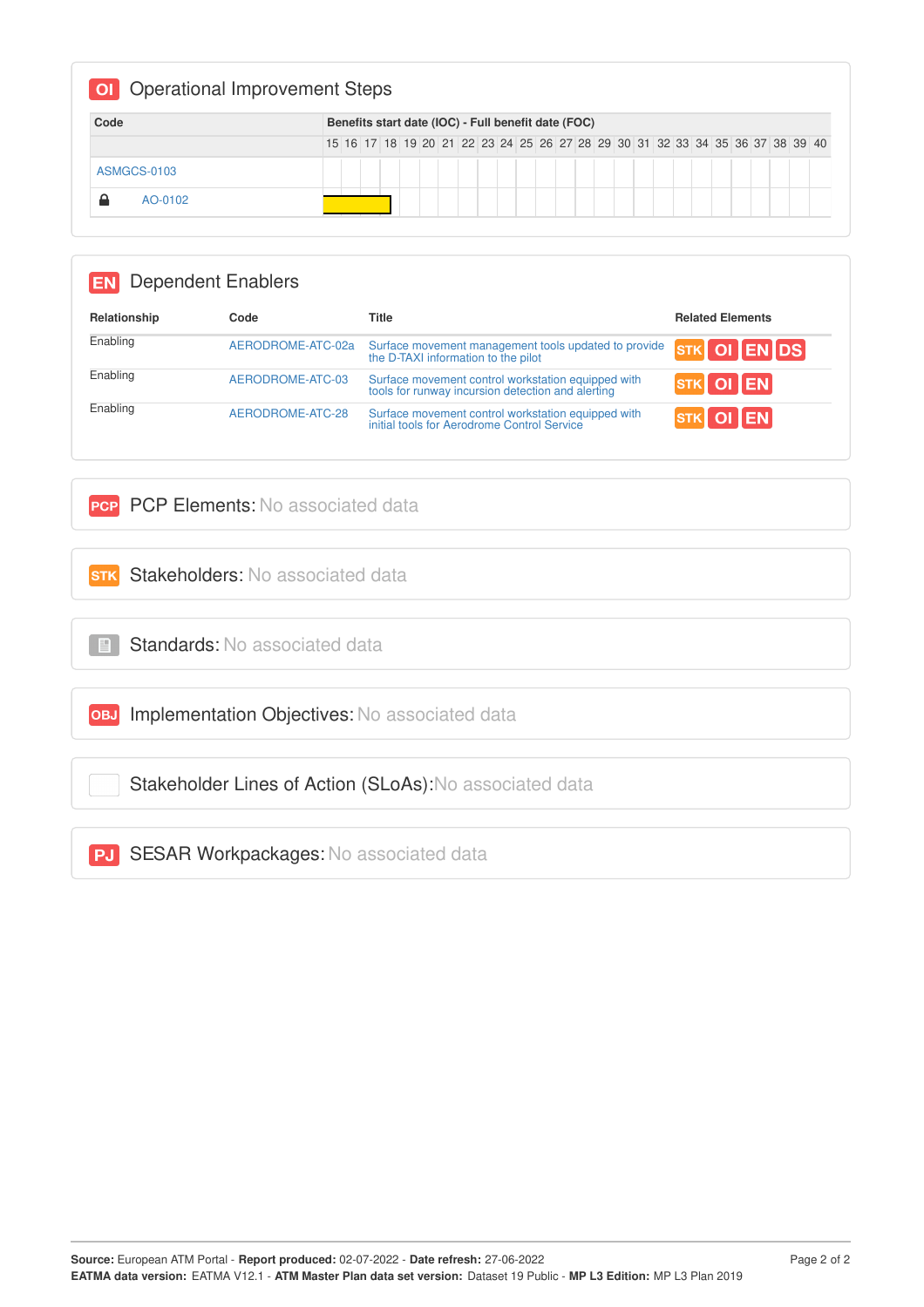## OI Operational Improvement Steps

| Code | Benefits start date (IOC) - Full benefit date (FOC) |
|---|---|
| | 15 16 17 18 19 20 21 22 23 24 25 26 27 28 29 30 31 32 33 34 35 36 37 38 39 40 |
| ASMGCS-0103 | |
| AO-0102 | |

## EN Dependent Enablers

| Relationship | Code | Title | Related Elements |
|---|---|---|---|
| Enabling | AERODROME-ATC-02a | Surface movement management tools updated to provide the D-TAXI information to the pilot | STK OI EN DS |
| Enabling | AERODROME-ATC-03 | Surface movement control workstation equipped with tools for runway incursion detection and alerting | STK OI EN |
| Enabling | AERODROME-ATC-28 | Surface movement control workstation equipped with initial tools for Aerodrome Control Service | STK OI EN |

## PCP PCP Elements: No associated data

## STK Stakeholders: No associated data

## Standards: No associated data

## OBJ Implementation Objectives: No associated data

## Stakeholder Lines of Action (SLoAs): No associated data

## PJ SESAR Workpackages: No associated data

**Source:** European ATM Portal - **Report produced:** 02-07-2022 - **Date refresh:** 27-06-2022
**EATMA data version:** EATMA V12.1 - **ATM Master Plan data set version:** Dataset 19 Public - **MP L3 Edition:** MP L3 Plan 2019